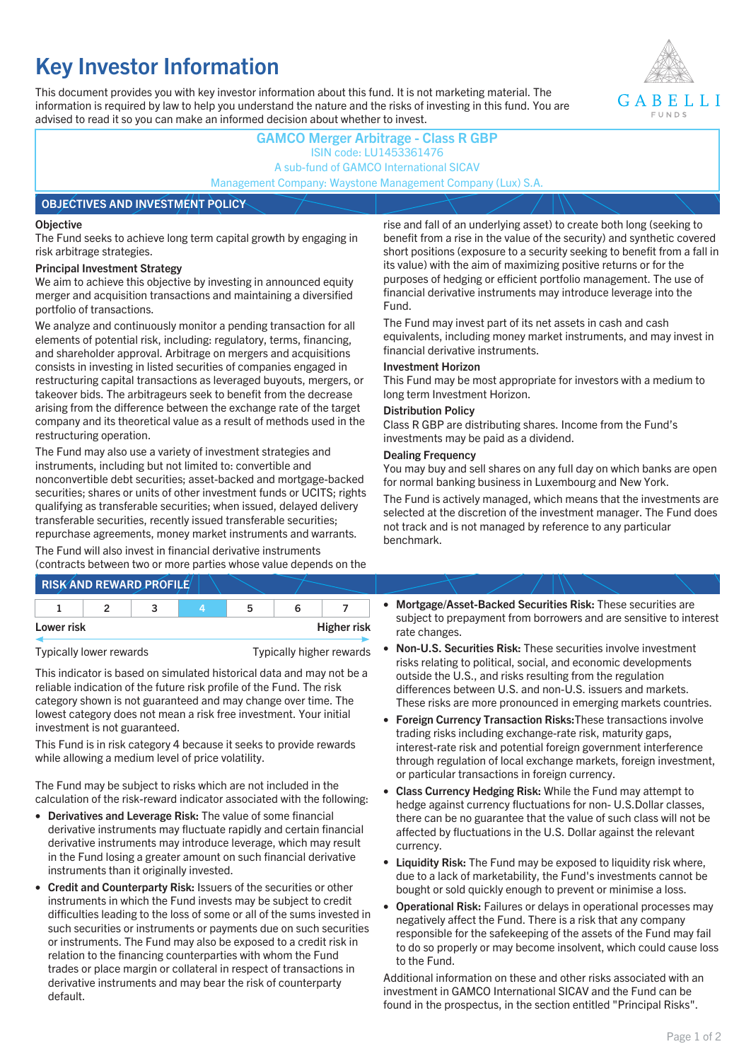# Key Investor Information

This document provides you with key investor information about this fund. It is not marketing material. The information is required by law to help you understand the nature and the risks of investing in this fund. You are advised to read it so you can make an informed decision about whether to invest.

GABELLI FUNDS

**GAMCO Merger Arbitrage - Class R GBP**
ISIN code: LU1453361476
A sub-fund of GAMCO International SICAV
Management Company: Waystone Management Company (Lux) S.A.

## OBJECTIVES AND INVESTMENT POLICY

**Objective**

The Fund seeks to achieve long term capital growth by engaging in risk arbitrage strategies.

**Principal Investment Strategy**

We aim to achieve this objective by investing in announced equity merger and acquisition transactions and maintaining a diversified portfolio of transactions.

We analyze and continuously monitor a pending transaction for all elements of potential risk, including: regulatory, terms, financing, and shareholder approval. Arbitrage on mergers and acquisitions consists in investing in listed securities of companies engaged in restructuring capital transactions as leveraged buyouts, mergers, or takeover bids. The arbitrageurs seek to benefit from the decrease arising from the difference between the exchange rate of the target company and its theoretical value as a result of methods used in the restructuring operation.

The Fund may also use a variety of investment strategies and instruments, including but not limited to: convertible and nonconvertible debt securities; asset-backed and mortgage-backed securities; shares or units of other investment funds or UCITS; rights qualifying as transferable securities; when issued, delayed delivery transferable securities, recently issued transferable securities; repurchase agreements, money market instruments and warrants.

The Fund will also invest in financial derivative instruments (contracts between two or more parties whose value depends on the rise and fall of an underlying asset) to create both long (seeking to benefit from a rise in the value of the security) and synthetic covered short positions (exposure to a security seeking to benefit from a fall in its value) with the aim of maximizing positive returns or for the purposes of hedging or efficient portfolio management. The use of financial derivative instruments may introduce leverage into the Fund.

The Fund may invest part of its net assets in cash and cash equivalents, including money market instruments, and may invest in financial derivative instruments.

**Investment Horizon**

This Fund may be most appropriate for investors with a medium to long term Investment Horizon.

**Distribution Policy**

Class R GBP are distributing shares. Income from the Fund's investments may be paid as a dividend.

**Dealing Frequency**

You may buy and sell shares on any full day on which banks are open for normal banking business in Luxembourg and New York.

The Fund is actively managed, which means that the investments are selected at the discretion of the investment manager. The Fund does not track and is not managed by reference to any particular benchmark.

## RISK AND REWARD PROFILE

| 1 | 2 | 3 | **4** | 5 | 6 | 7 |
|---|---|---|---|---|---|---|

Lower risk — Higher risk

Typically lower rewards — Typically higher rewards

This indicator is based on simulated historical data and may not be a reliable indication of the future risk profile of the Fund. The risk category shown is not guaranteed and may change over time. The lowest category does not mean a risk free investment. Your initial investment is not guaranteed.

This Fund is in risk category 4 because it seeks to provide rewards while allowing a medium level of price volatility.

The Fund may be subject to risks which are not included in the calculation of the risk-reward indicator associated with the following:

- **Derivatives and Leverage Risk:** The value of some financial derivative instruments may fluctuate rapidly and certain financial derivative instruments may introduce leverage, which may result in the Fund losing a greater amount on such financial derivative instruments than it originally invested.
- **Credit and Counterparty Risk:** Issuers of the securities or other instruments in which the Fund invests may be subject to credit difficulties leading to the loss of some or all of the sums invested in such securities or instruments or payments due on such securities or instruments. The Fund may also be exposed to a credit risk in relation to the financing counterparties with whom the Fund trades or place margin or collateral in respect of transactions in derivative instruments and may bear the risk of counterparty default.
- **Mortgage/Asset-Backed Securities Risk:** These securities are subject to prepayment from borrowers and are sensitive to interest rate changes.
- **Non-U.S. Securities Risk:** These securities involve investment risks relating to political, social, and economic developments outside the U.S., and risks resulting from the regulation differences between U.S. and non-U.S. issuers and markets. These risks are more pronounced in emerging markets countries.
- **Foreign Currency Transaction Risks:** These transactions involve trading risks including exchange-rate risk, maturity gaps, interest-rate risk and potential foreign government interference through regulation of local exchange markets, foreign investment, or particular transactions in foreign currency.
- **Class Currency Hedging Risk:** While the Fund may attempt to hedge against currency fluctuations for non- U.S.Dollar classes, there can be no guarantee that the value of such class will not be affected by fluctuations in the U.S. Dollar against the relevant currency.
- **Liquidity Risk:** The Fund may be exposed to liquidity risk where, due to a lack of marketability, the Fund's investments cannot be bought or sold quickly enough to prevent or minimise a loss.
- **Operational Risk:** Failures or delays in operational processes may negatively affect the Fund. There is a risk that any company responsible for the safekeeping of the assets of the Fund may fail to do so properly or may become insolvent, which could cause loss to the Fund.

Additional information on these and other risks associated with an investment in GAMCO International SICAV and the Fund can be found in the prospectus, in the section entitled "Principal Risks".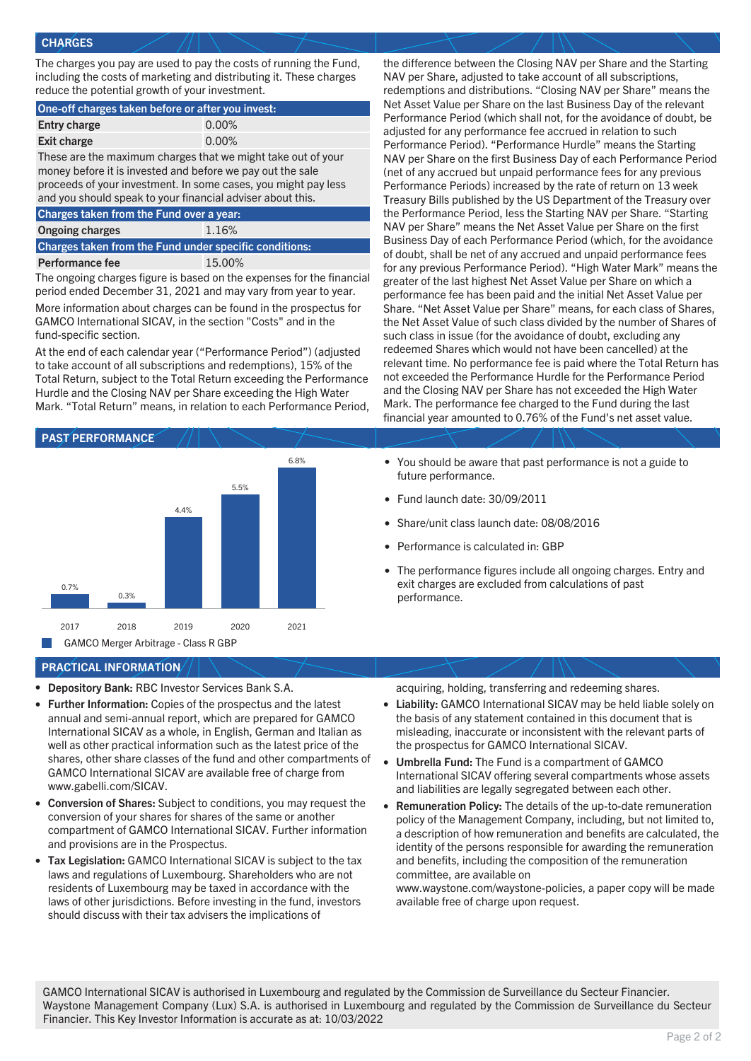## CHARGES

The charges you pay are used to pay the costs of running the Fund, including the costs of marketing and distributing it. These charges reduce the potential growth of your investment.

| One-off charges taken before or after you invest: | |
|---|---|
| Entry charge | 0.00% |
| Exit charge | 0.00% |

These are the maximum charges that we might take out of your money before it is invested and before we pay out the sale proceeds of your investment. In some cases, you might pay less and you should speak to your financial adviser about this.

| Charges taken from the Fund over a year: | |
|---|---|
| Ongoing charges | 1.16% |

| Charges taken from the Fund under specific conditions: | |
|---|---|
| Performance fee | 15.00% |

The ongoing charges figure is based on the expenses for the financial period ended December 31, 2021 and may vary from year to year.

More information about charges can be found in the prospectus for GAMCO International SICAV, in the section "Costs" and in the fund-specific section.

At the end of each calendar year ("Performance Period") (adjusted to take account of all subscriptions and redemptions), 15% of the Total Return, subject to the Total Return exceeding the Performance Hurdle and the Closing NAV per Share exceeding the High Water Mark. "Total Return" means, in relation to each Performance Period, the difference between the Closing NAV per Share and the Starting NAV per Share, adjusted to take account of all subscriptions, redemptions and distributions. "Closing NAV per Share" means the Net Asset Value per Share on the last Business Day of the relevant Performance Period (which shall not, for the avoidance of doubt, be adjusted for any performance fee accrued in relation to such Performance Period). "Performance Hurdle" means the Starting NAV per Share on the first Business Day of each Performance Period (net of any accrued but unpaid performance fees for any previous Performance Periods) increased by the rate of return on 13 week Treasury Bills published by the US Department of the Treasury over the Performance Period, less the Starting NAV per Share. "Starting NAV per Share" means the Net Asset Value per Share on the first Business Day of each Performance Period (which, for the avoidance of doubt, shall be net of any accrued and unpaid performance fees for any previous Performance Period). "High Water Mark" means the greater of the last highest Net Asset Value per Share on which a performance fee has been paid and the initial Net Asset Value per Share. "Net Asset Value per Share" means, for each class of Shares, the Net Asset Value of such class divided by the number of Shares of such class in issue (for the avoidance of doubt, excluding any redeemed Shares which would not have been cancelled) at the relevant time. No performance fee is paid where the Total Return has not exceeded the Performance Hurdle for the Performance Period and the Closing NAV per Share has not exceeded the High Water Mark. The performance fee charged to the Fund during the last financial year amounted to 0.76% of the Fund's net asset value.

## PAST PERFORMANCE

0.7%
0.3%
4.4%
5.5%
6.8%

2017
2018
2019
2020
2021

GAMCO Merger Arbitrage - Class R GBP

- You should be aware that past performance is not a guide to future performance.
- Fund launch date: 30/09/2011
- Share/unit class launch date: 08/08/2016
- Performance is calculated in: GBP
- The performance figures include all ongoing charges. Entry and exit charges are excluded from calculations of past performance.

## PRACTICAL INFORMATION

- **Depository Bank:** RBC Investor Services Bank S.A.
- **Further Information:** Copies of the prospectus and the latest annual and semi-annual report, which are prepared for GAMCO International SICAV as a whole, in English, German and Italian as well as other practical information such as the latest price of the shares, other share classes of the fund and other compartments of GAMCO International SICAV are available free of charge from www.gabelli.com/SICAV.
- **Conversion of Shares:** Subject to conditions, you may request the conversion of your shares for shares of the same or another compartment of GAMCO International SICAV. Further information and provisions are in the Prospectus.
- **Tax Legislation:** GAMCO International SICAV is subject to the tax laws and regulations of Luxembourg. Shareholders who are not residents of Luxembourg may be taxed in accordance with the laws of other jurisdictions. Before investing in the fund, investors should discuss with their tax advisers the implications of acquiring, holding, transferring and redeeming shares.
- **Liability:** GAMCO International SICAV may be held liable solely on the basis of any statement contained in this document that is misleading, inaccurate or inconsistent with the relevant parts of the prospectus for GAMCO International SICAV.
- **Umbrella Fund:** The Fund is a compartment of GAMCO International SICAV offering several compartments whose assets and liabilities are legally segregated between each other.
- **Remuneration Policy:** The details of the up-to-date remuneration policy of the Management Company, including, but not limited to, a description of how remuneration and benefits are calculated, the identity of the persons responsible for awarding the remuneration and benefits, including the composition of the remuneration committee, are available on www.waystone.com/waystone-policies, a paper copy will be made available free of charge upon request.

GAMCO International SICAV is authorised in Luxembourg and regulated by the Commission de Surveillance du Secteur Financier. Waystone Management Company (Lux) S.A. is authorised in Luxembourg and regulated by the Commission de Surveillance du Secteur Financier. This Key Investor Information is accurate as at: 10/03/2022